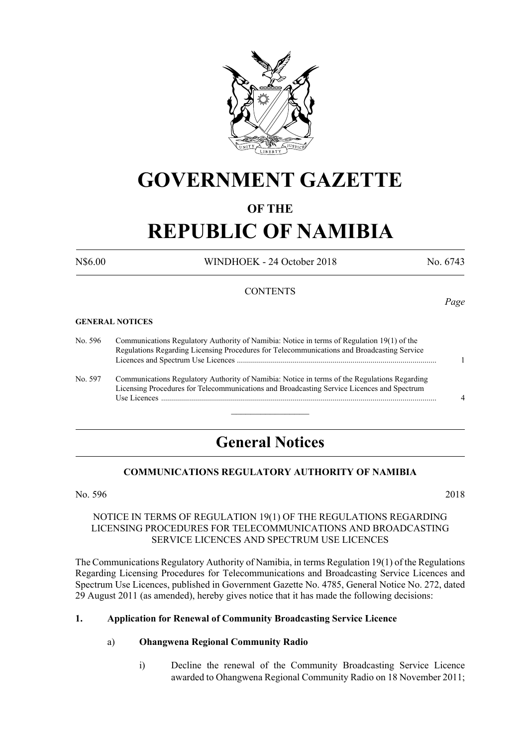# GOVERNMENT GAZETTE

## OF THE

# REPUBLIC OF NAMIBIA

N$6.00 WINDHOEK - 24 October 2018 No. 6743

CONTENTS

*Page*

**GENERAL NOTICES**

| | | |
|---|---|---|
| No. 596 | Communications Regulatory Authority of Namibia: Notice in terms of Regulation 19(1) of the Regulations Regarding Licensing Procedures for Telecommunications and Broadcasting Service Licences and Spectrum Use Licences | 1 |
| No. 597 | Communications Regulatory Authority of Namibia: Notice in terms of the Regulations Regarding Licensing Procedures for Telecommunications and Broadcasting Service Licences and Spectrum Use Licences | 4 |

## General Notices

### COMMUNICATIONS REGULATORY AUTHORITY OF NAMIBIA

No. 596 2018

NOTICE IN TERMS OF REGULATION 19(1) OF THE REGULATIONS REGARDING LICENSING PROCEDURES FOR TELECOMMUNICATIONS AND BROADCASTING SERVICE LICENCES AND SPECTRUM USE LICENCES

The Communications Regulatory Authority of Namibia, in terms Regulation 19(1) of the Regulations Regarding Licensing Procedures for Telecommunications and Broadcasting Service Licences and Spectrum Use Licences, published in Government Gazette No. 4785, General Notice No. 272, dated 29 August 2011 (as amended), hereby gives notice that it has made the following decisions:

**1. Application for Renewal of Community Broadcasting Service Licence**

a) **Ohangwena Regional Community Radio**

i) Decline the renewal of the Community Broadcasting Service Licence awarded to Ohangwena Regional Community Radio on 18 November 2011;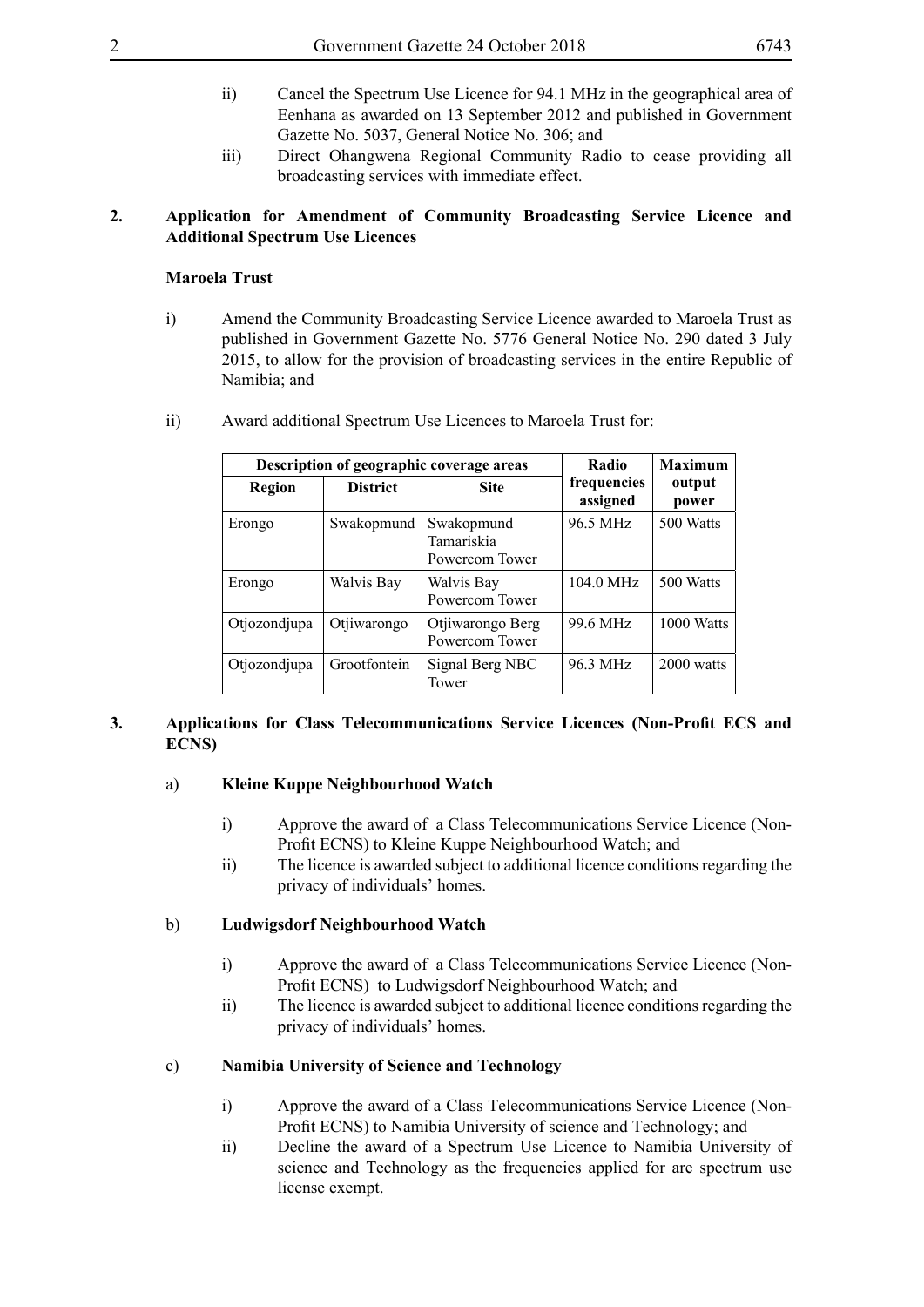ii) Cancel the Spectrum Use Licence for 94.1 MHz in the geographical area of Eenhana as awarded on 13 September 2012 and published in Government Gazette No. 5037, General Notice No. 306; and

iii) Direct Ohangwena Regional Community Radio to cease providing all broadcasting services with immediate effect.

**2. Application for Amendment of Community Broadcasting Service Licence and Additional Spectrum Use Licences**

**Maroela Trust**

i) Amend the Community Broadcasting Service Licence awarded to Maroela Trust as published in Government Gazette No. 5776 General Notice No. 290 dated 3 July 2015, to allow for the provision of broadcasting services in the entire Republic of Namibia; and

ii) Award additional Spectrum Use Licences to Maroela Trust for:

| Description of geographic coverage areas | | | Radio frequencies assigned | Maximum output power |
|---|---|---|---|---|
| Region | District | Site | | |
| Erongo | Swakopmund | Swakopmund Tamariskia Powercom Tower | 96.5 MHz | 500 Watts |
| Erongo | Walvis Bay | Walvis Bay Powercom Tower | 104.0 MHz | 500 Watts |
| Otjozondjupa | Otjiwarongo | Otjiwarongo Berg Powercom Tower | 99.6 MHz | 1000 Watts |
| Otjozondjupa | Grootfontein | Signal Berg NBC Tower | 96.3 MHz | 2000 watts |

**3. Applications for Class Telecommunications Service Licences (Non-Profit ECS and ECNS)**

a) **Kleine Kuppe Neighbourhood Watch**

i) Approve the award of a Class Telecommunications Service Licence (Non-Profit ECNS) to Kleine Kuppe Neighbourhood Watch; and

ii) The licence is awarded subject to additional licence conditions regarding the privacy of individuals' homes.

b) **Ludwigsdorf Neighbourhood Watch**

i) Approve the award of a Class Telecommunications Service Licence (Non-Profit ECNS) to Ludwigsdorf Neighbourhood Watch; and

ii) The licence is awarded subject to additional licence conditions regarding the privacy of individuals' homes.

c) **Namibia University of Science and Technology**

i) Approve the award of a Class Telecommunications Service Licence (Non-Profit ECNS) to Namibia University of science and Technology; and

ii) Decline the award of a Spectrum Use Licence to Namibia University of science and Technology as the frequencies applied for are spectrum use license exempt.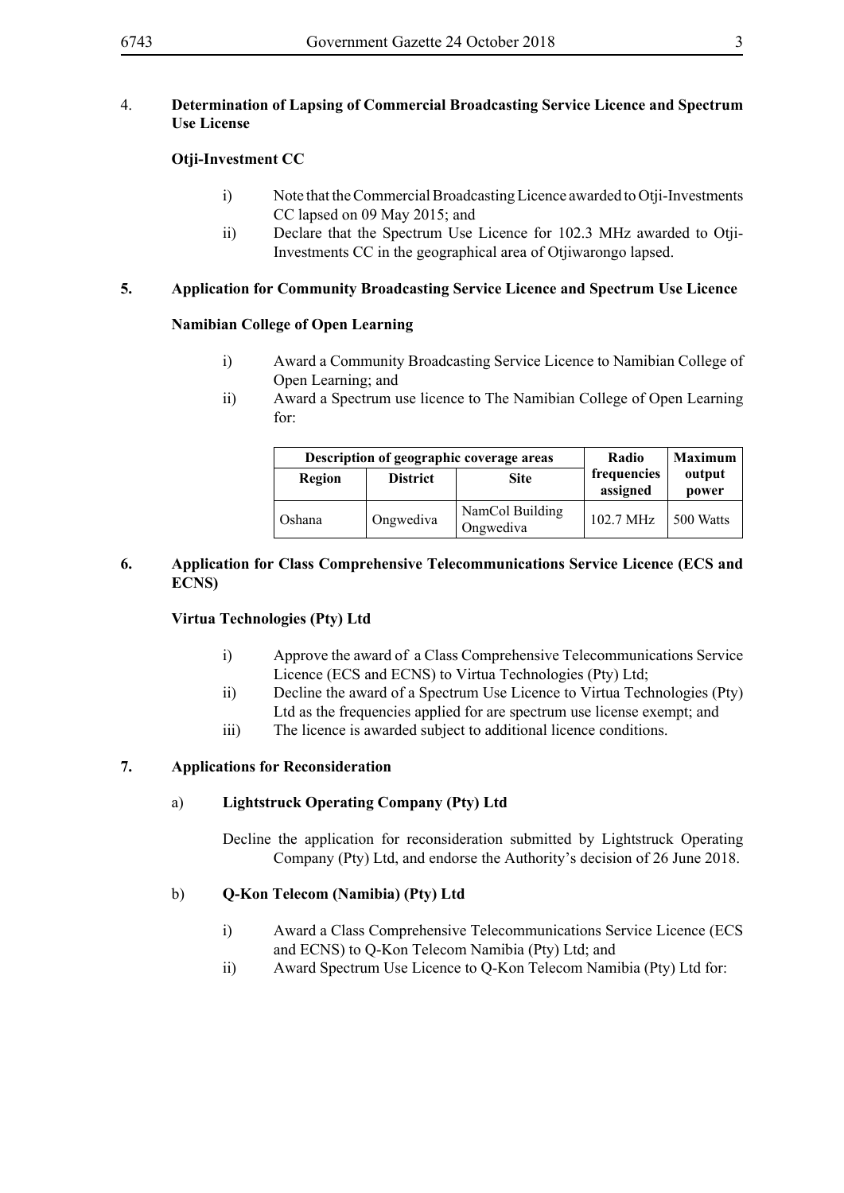4. **Determination of Lapsing of Commercial Broadcasting Service Licence and Spectrum Use License**

**Otji-Investment CC**

i) Note that the Commercial Broadcasting Licence awarded to Otji-Investments CC lapsed on 09 May 2015; and

ii) Declare that the Spectrum Use Licence for 102.3 MHz awarded to Otji-Investments CC in the geographical area of Otjiwarongo lapsed.

**5. Application for Community Broadcasting Service Licence and Spectrum Use Licence**

**Namibian College of Open Learning**

i) Award a Community Broadcasting Service Licence to Namibian College of Open Learning; and

ii) Award a Spectrum use licence to The Namibian College of Open Learning for:

| Description of geographic coverage areas | | | Radio frequencies assigned | Maximum output power |
|---|---|---|---|---|
| Region | District | Site | | |
| Oshana | Ongwediva | NamCol Building Ongwediva | 102.7 MHz | 500 Watts |

**6. Application for Class Comprehensive Telecommunications Service Licence (ECS and ECNS)**

**Virtua Technologies (Pty) Ltd**

i) Approve the award of a Class Comprehensive Telecommunications Service Licence (ECS and ECNS) to Virtua Technologies (Pty) Ltd;

ii) Decline the award of a Spectrum Use Licence to Virtua Technologies (Pty) Ltd as the frequencies applied for are spectrum use license exempt; and

iii) The licence is awarded subject to additional licence conditions.

**7. Applications for Reconsideration**

a) **Lightstruck Operating Company (Pty) Ltd**

Decline the application for reconsideration submitted by Lightstruck Operating Company (Pty) Ltd, and endorse the Authority's decision of 26 June 2018.

b) **Q-Kon Telecom (Namibia) (Pty) Ltd**

i) Award a Class Comprehensive Telecommunications Service Licence (ECS and ECNS) to Q-Kon Telecom Namibia (Pty) Ltd; and

ii) Award Spectrum Use Licence to Q-Kon Telecom Namibia (Pty) Ltd for: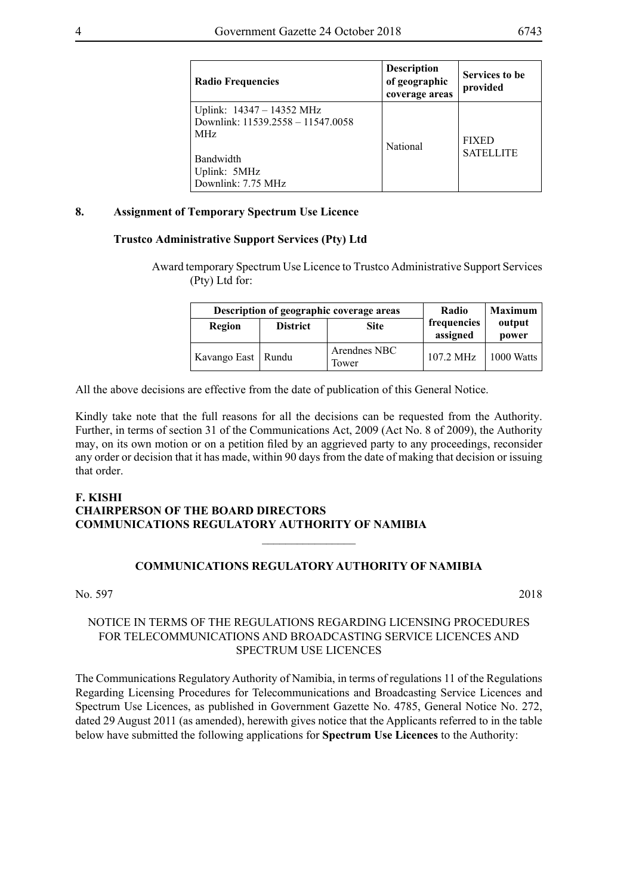| Radio Frequencies | Description of geographic coverage areas | Services to be provided |
|---|---|---|
| Uplink: 14347 – 14352 MHz<br>Downlink: 11539.2558 – 11547.0058 MHz<br><br>Bandwidth<br>Uplink: 5MHz<br>Downlink: 7.75 MHz | National | FIXED SATELLITE |

**8. Assignment of Temporary Spectrum Use Licence**

**Trustco Administrative Support Services (Pty) Ltd**

Award temporary Spectrum Use Licence to Trustco Administrative Support Services (Pty) Ltd for:

| Description of geographic coverage areas | | | Radio frequencies assigned | Maximum output power |
|---|---|---|---|---|
| Region | District | Site | | |
| Kavango East | Rundu | Arendnes NBC Tower | 107.2 MHz | 1000 Watts |

All the above decisions are effective from the date of publication of this General Notice.

Kindly take note that the full reasons for all the decisions can be requested from the Authority. Further, in terms of section 31 of the Communications Act, 2009 (Act No. 8 of 2009), the Authority may, on its own motion or on a petition filed by an aggrieved party to any proceedings, reconsider any order or decision that it has made, within 90 days from the date of making that decision or issuing that order.

**F. KISHI**
**CHAIRPERSON OF THE BOARD DIRECTORS**
**COMMUNICATIONS REGULATORY AUTHORITY OF NAMIBIA**

---

## COMMUNICATIONS REGULATORY AUTHORITY OF NAMIBIA

No. 597 2018

NOTICE IN TERMS OF THE REGULATIONS REGARDING LICENSING PROCEDURES FOR TELECOMMUNICATIONS AND BROADCASTING SERVICE LICENCES AND SPECTRUM USE LICENCES

The Communications Regulatory Authority of Namibia, in terms of regulations 11 of the Regulations Regarding Licensing Procedures for Telecommunications and Broadcasting Service Licences and Spectrum Use Licences, as published in Government Gazette No. 4785, General Notice No. 272, dated 29 August 2011 (as amended), herewith gives notice that the Applicants referred to in the table below have submitted the following applications for **Spectrum Use Licences** to the Authority: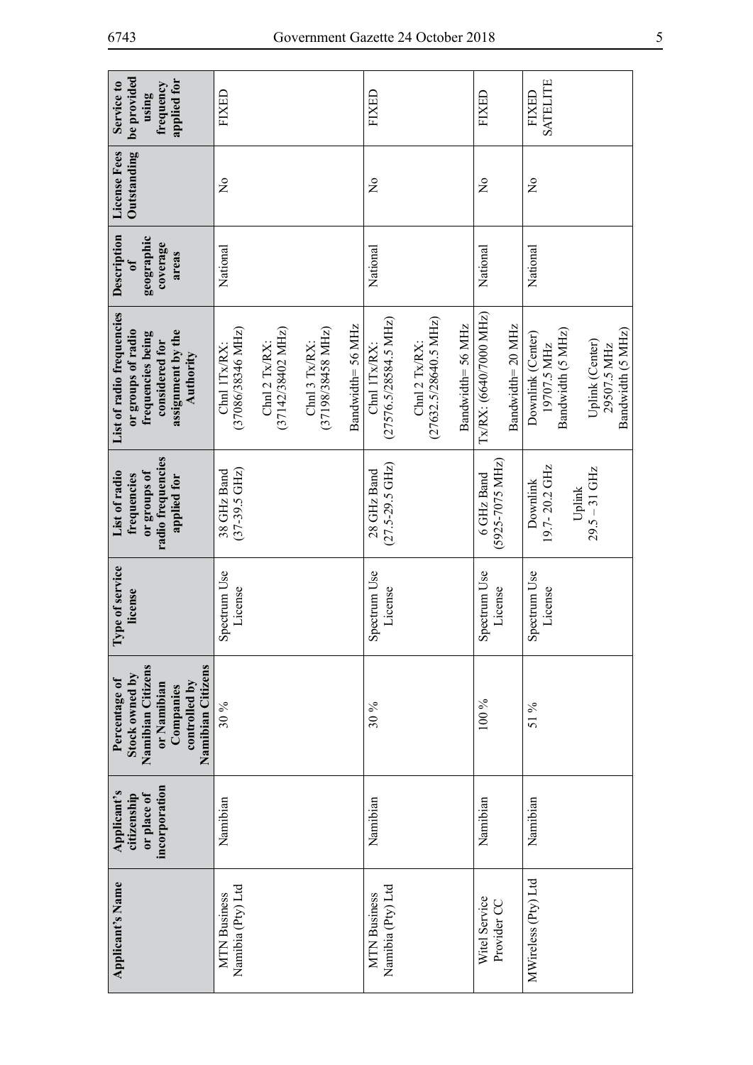| Applicant's Name | Applicant's citizenship or place of incorporation | Percentage of Stock owned by Namibian Citizens or Namibian Companies controlled by Namibian Citizens | Type of service license | List of radio frequencies or groups of radio frequencies applied for | List of radio frequencies or groups of radio frequencies being considered for assignment by the Authority | Description of geographic coverage areas | License Fees Outstanding | Service to be provided using frequency applied for |
|---|---|---|---|---|---|---|---|---|
| MTN Business Namibia (Pty) Ltd | Namibian | 30 % | Spectrum Use License | 38 GHz Band (37-39.5 GHz) | Chnl 1Tx/RX: (37086/38346 MHz) Chnl 2 Tx/RX: (37142/38402 MHz) Chnl 3 Tx/RX: (37198/38458 MHz) Bandwidth= 56 MHz | National | No | FIXED |
| MTN Business Namibia (Pty) Ltd | Namibian | 30 % | Spectrum Use License | 28 GHz Band (27.5-29.5 GHz) | Chnl 1Tx/RX: (27576.5/28584.5 MHz) Chnl 2 Tx/RX: (27632.5/28640.5 MHz) Bandwidth= 56 MHz | National | No | FIXED |
| Witel Service Provider CC | Namibian | 100 % | Spectrum Use License | 6 GHz Band (5925-7075 MHz) | Tx/RX: (6640/7000 MHz) Bandwidth= 20 MHz | National | No | FIXED |
| MWireless (Pty) Ltd | Namibian | 51 % | Spectrum Use License | Downlink 19.7- 20.2 GHz Uplink 29.5 – 31 GHz | Downlink (Center) 19707.5 MHz Bandwidth (5 MHz) Uplink (Center) 29507.5 MHz Bandwidth (5 MHz) | National | No | FIXED SATELITE |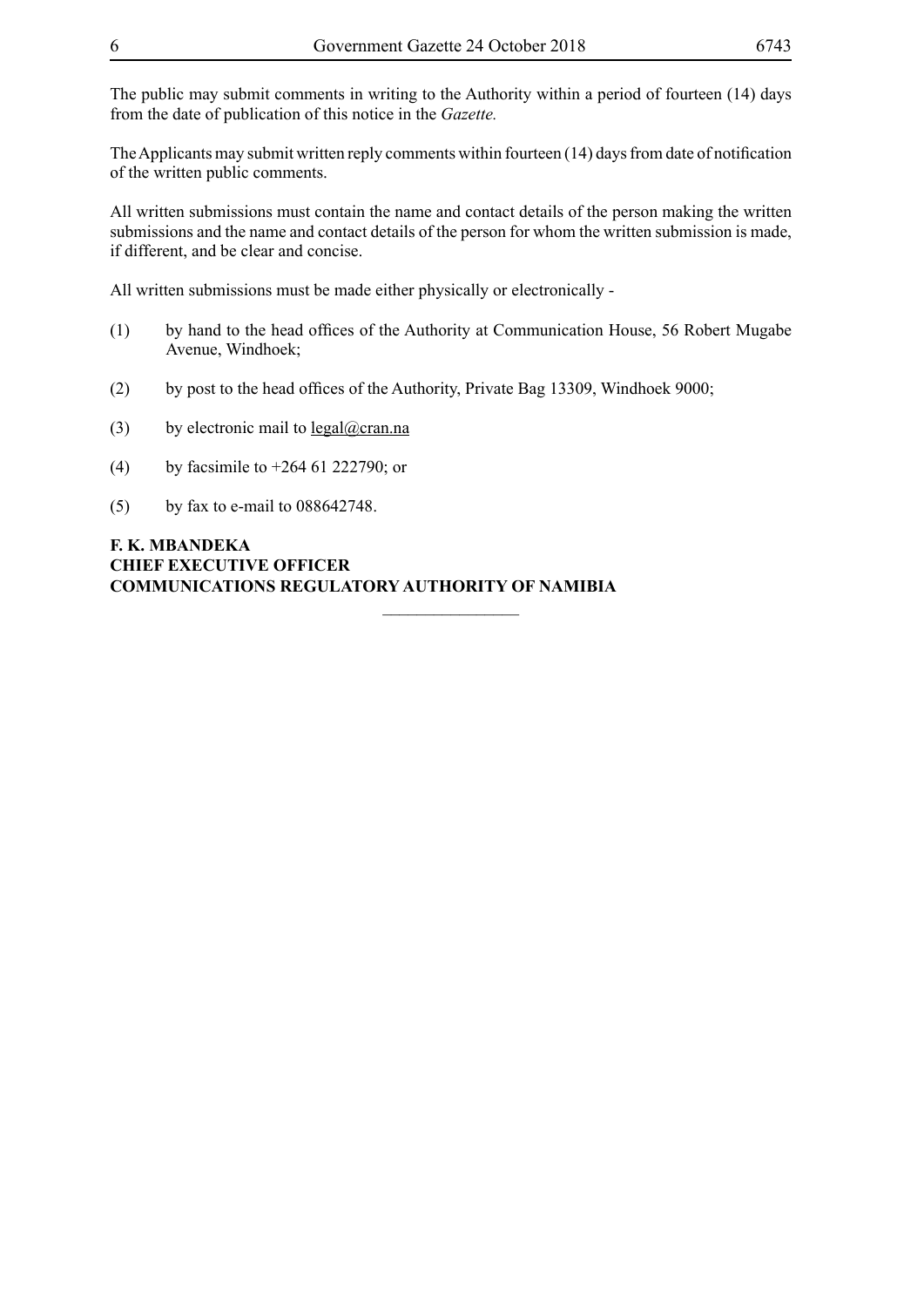The public may submit comments in writing to the Authority within a period of fourteen (14) days from the date of publication of this notice in the *Gazette.*

The Applicants may submit written reply comments within fourteen (14) days from date of notification of the written public comments.

All written submissions must contain the name and contact details of the person making the written submissions and the name and contact details of the person for whom the written submission is made, if different, and be clear and concise.

All written submissions must be made either physically or electronically -

(1) by hand to the head offices of the Authority at Communication House, 56 Robert Mugabe Avenue, Windhoek;

(2) by post to the head offices of the Authority, Private Bag 13309, Windhoek 9000;

(3) by electronic mail to legal@cran.na

(4) by facsimile to +264 61 222790; or

(5) by fax to e-mail to 088642748.

**F. K. MBANDEKA**
**CHIEF EXECUTIVE OFFICER**
**COMMUNICATIONS REGULATORY AUTHORITY OF NAMIBIA**